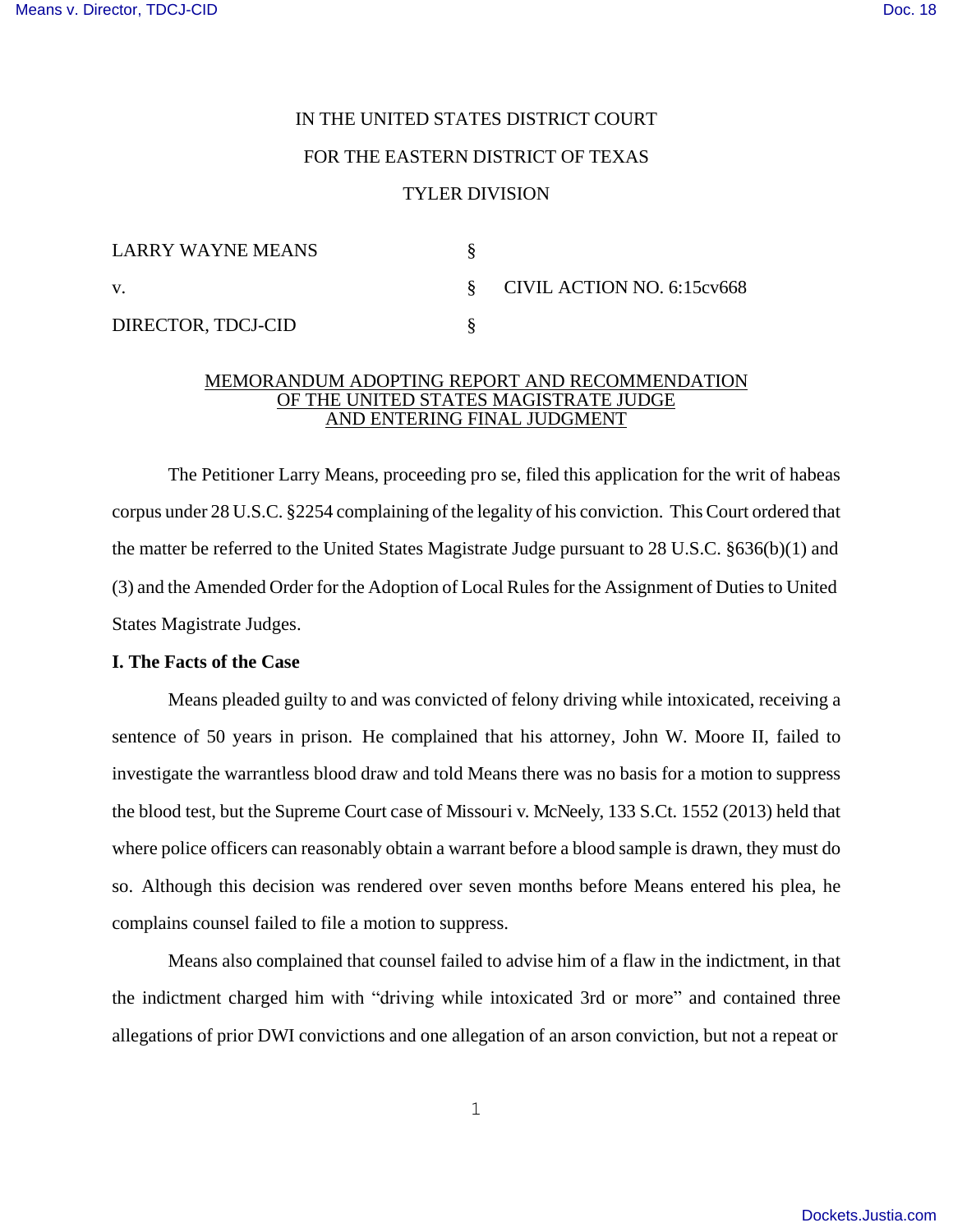IN THE UNITED STATES DISTRICT COURT

FOR THE EASTERN DISTRICT OF TEXAS

TYLER DIVISION

| | | |
|---|---|---|
| LARRY WAYNE MEANS | § | |
| v. | § | CIVIL ACTION NO. 6:15cv668 |
| DIRECTOR, TDCJ-CID | § | |

MEMORANDUM ADOPTING REPORT AND RECOMMENDATION OF THE UNITED STATES MAGISTRATE JUDGE AND ENTERING FINAL JUDGMENT

The Petitioner Larry Means, proceeding pro se, filed this application for the writ of habeas corpus under 28 U.S.C. §2254 complaining of the legality of his conviction. This Court ordered that the matter be referred to the United States Magistrate Judge pursuant to 28 U.S.C. §636(b)(1) and (3) and the Amended Order for the Adoption of Local Rules for the Assignment of Duties to United States Magistrate Judges.

**I. The Facts of the Case**

Means pleaded guilty to and was convicted of felony driving while intoxicated, receiving a sentence of 50 years in prison. He complained that his attorney, John W. Moore II, failed to investigate the warrantless blood draw and told Means there was no basis for a motion to suppress the blood test, but the Supreme Court case of Missouri v. McNeely, 133 S.Ct. 1552 (2013) held that where police officers can reasonably obtain a warrant before a blood sample is drawn, they must do so. Although this decision was rendered over seven months before Means entered his plea, he complains counsel failed to file a motion to suppress.

Means also complained that counsel failed to advise him of a flaw in the indictment, in that the indictment charged him with "driving while intoxicated 3rd or more" and contained three allegations of prior DWI convictions and one allegation of an arson conviction, but not a repeat or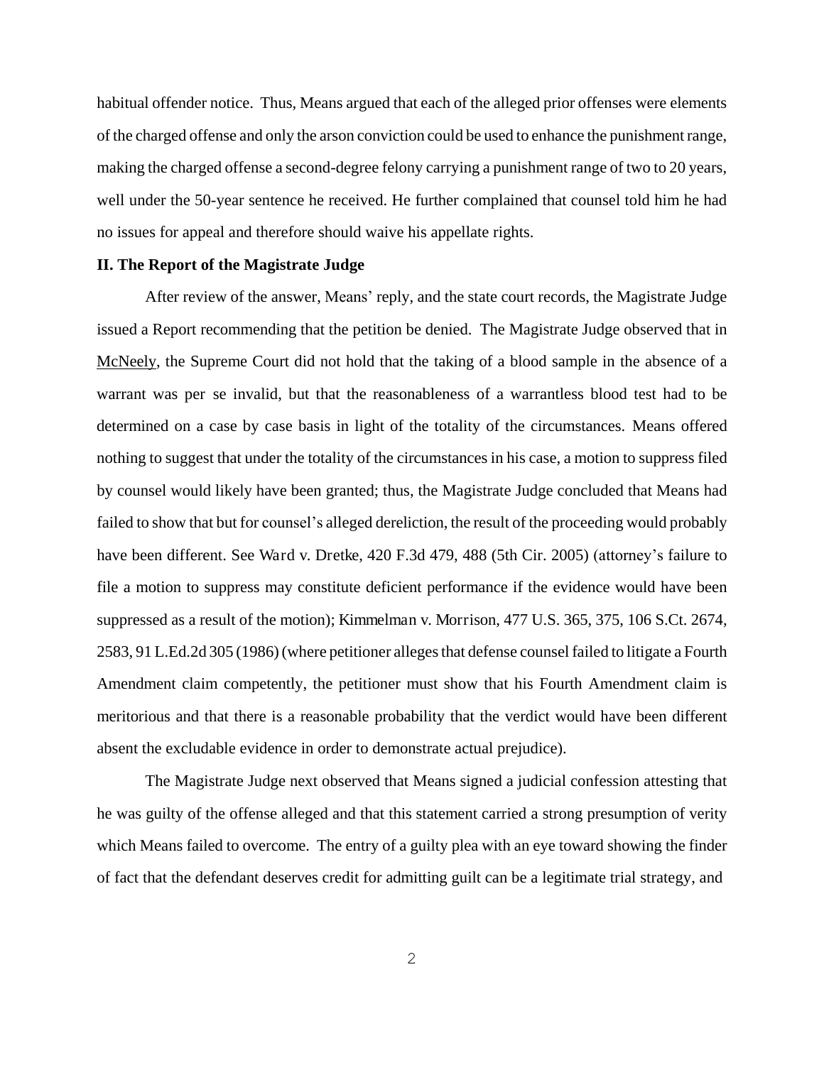habitual offender notice. Thus, Means argued that each of the alleged prior offenses were elements of the charged offense and only the arson conviction could be used to enhance the punishment range, making the charged offense a second-degree felony carrying a punishment range of two to 20 years, well under the 50-year sentence he received. He further complained that counsel told him he had no issues for appeal and therefore should waive his appellate rights.

**II. The Report of the Magistrate Judge**

After review of the answer, Means' reply, and the state court records, the Magistrate Judge issued a Report recommending that the petition be denied. The Magistrate Judge observed that in McNeely, the Supreme Court did not hold that the taking of a blood sample in the absence of a warrant was per se invalid, but that the reasonableness of a warrantless blood test had to be determined on a case by case basis in light of the totality of the circumstances. Means offered nothing to suggest that under the totality of the circumstances in his case, a motion to suppress filed by counsel would likely have been granted; thus, the Magistrate Judge concluded that Means had failed to show that but for counsel's alleged dereliction, the result of the proceeding would probably have been different. See Ward v. Dretke, 420 F.3d 479, 488 (5th Cir. 2005) (attorney's failure to file a motion to suppress may constitute deficient performance if the evidence would have been suppressed as a result of the motion); Kimmelman v. Morrison, 477 U.S. 365, 375, 106 S.Ct. 2674, 2583, 91 L.Ed.2d 305 (1986) (where petitioner alleges that defense counsel failed to litigate a Fourth Amendment claim competently, the petitioner must show that his Fourth Amendment claim is meritorious and that there is a reasonable probability that the verdict would have been different absent the excludable evidence in order to demonstrate actual prejudice).

The Magistrate Judge next observed that Means signed a judicial confession attesting that he was guilty of the offense alleged and that this statement carried a strong presumption of verity which Means failed to overcome. The entry of a guilty plea with an eye toward showing the finder of fact that the defendant deserves credit for admitting guilt can be a legitimate trial strategy, and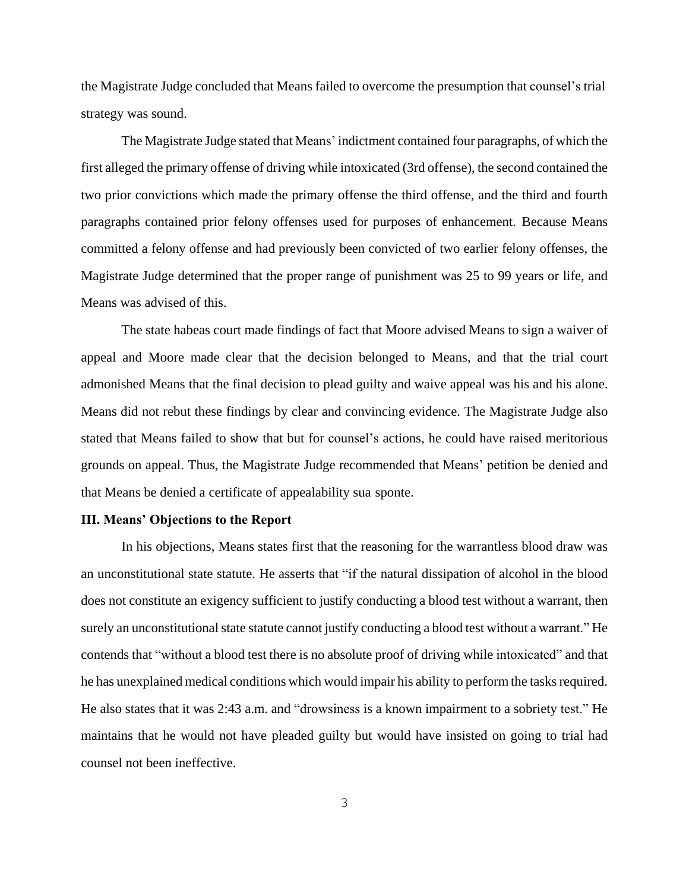the Magistrate Judge concluded that Means failed to overcome the presumption that counsel's trial strategy was sound.

The Magistrate Judge stated that Means' indictment contained four paragraphs, of which the first alleged the primary offense of driving while intoxicated (3rd offense), the second contained the two prior convictions which made the primary offense the third offense, and the third and fourth paragraphs contained prior felony offenses used for purposes of enhancement. Because Means committed a felony offense and had previously been convicted of two earlier felony offenses, the Magistrate Judge determined that the proper range of punishment was 25 to 99 years or life, and Means was advised of this.

The state habeas court made findings of fact that Moore advised Means to sign a waiver of appeal and Moore made clear that the decision belonged to Means, and that the trial court admonished Means that the final decision to plead guilty and waive appeal was his and his alone. Means did not rebut these findings by clear and convincing evidence. The Magistrate Judge also stated that Means failed to show that but for counsel's actions, he could have raised meritorious grounds on appeal. Thus, the Magistrate Judge recommended that Means' petition be denied and that Means be denied a certificate of appealability sua sponte.

**III. Means' Objections to the Report**

In his objections, Means states first that the reasoning for the warrantless blood draw was an unconstitutional state statute. He asserts that "if the natural dissipation of alcohol in the blood does not constitute an exigency sufficient to justify conducting a blood test without a warrant, then surely an unconstitutional state statute cannot justify conducting a blood test without a warrant." He contends that "without a blood test there is no absolute proof of driving while intoxicated" and that he has unexplained medical conditions which would impair his ability to perform the tasks required. He also states that it was 2:43 a.m. and "drowsiness is a known impairment to a sobriety test." He maintains that he would not have pleaded guilty but would have insisted on going to trial had counsel not been ineffective.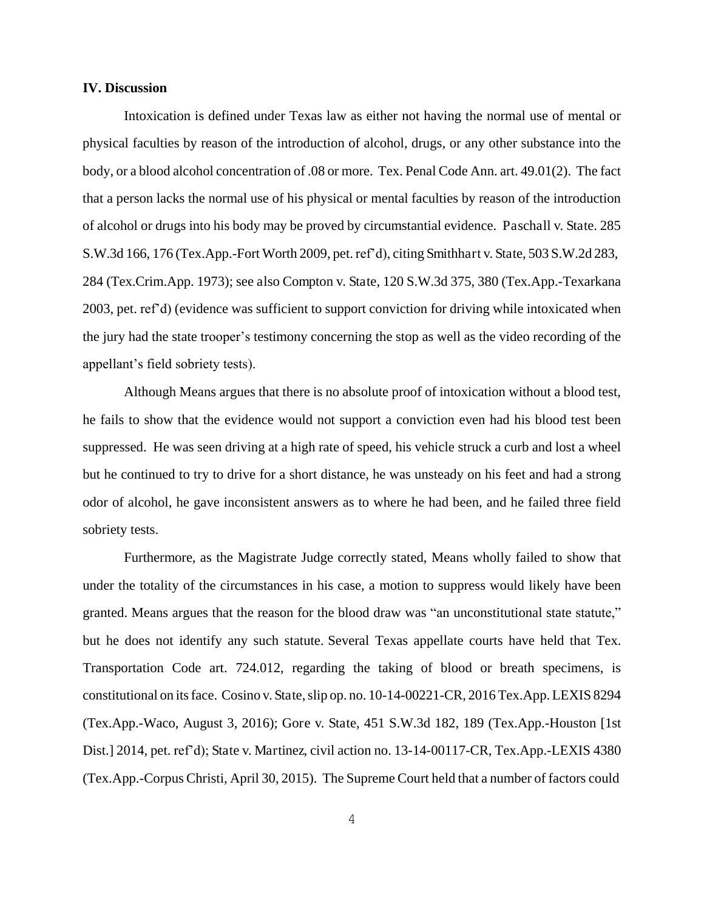**IV. Discussion**

Intoxication is defined under Texas law as either not having the normal use of mental or physical faculties by reason of the introduction of alcohol, drugs, or any other substance into the body, or a blood alcohol concentration of .08 or more. Tex. Penal Code Ann. art. 49.01(2). The fact that a person lacks the normal use of his physical or mental faculties by reason of the introduction of alcohol or drugs into his body may be proved by circumstantial evidence. Paschall v. State. 285 S.W.3d 166, 176 (Tex.App.-Fort Worth 2009, pet. ref'd), citing Smithhart v. State, 503 S.W.2d 283, 284 (Tex.Crim.App. 1973); see also Compton v. State, 120 S.W.3d 375, 380 (Tex.App.-Texarkana 2003, pet. ref'd) (evidence was sufficient to support conviction for driving while intoxicated when the jury had the state trooper's testimony concerning the stop as well as the video recording of the appellant's field sobriety tests).

Although Means argues that there is no absolute proof of intoxication without a blood test, he fails to show that the evidence would not support a conviction even had his blood test been suppressed. He was seen driving at a high rate of speed, his vehicle struck a curb and lost a wheel but he continued to try to drive for a short distance, he was unsteady on his feet and had a strong odor of alcohol, he gave inconsistent answers as to where he had been, and he failed three field sobriety tests.

Furthermore, as the Magistrate Judge correctly stated, Means wholly failed to show that under the totality of the circumstances in his case, a motion to suppress would likely have been granted. Means argues that the reason for the blood draw was "an unconstitutional state statute," but he does not identify any such statute. Several Texas appellate courts have held that Tex. Transportation Code art. 724.012, regarding the taking of blood or breath specimens, is constitutional on its face. Cosino v. State, slip op. no. 10-14-00221-CR, 2016 Tex.App. LEXIS 8294 (Tex.App.-Waco, August 3, 2016); Gore v. State, 451 S.W.3d 182, 189 (Tex.App.-Houston [1st Dist.] 2014, pet. ref'd); State v. Martinez, civil action no. 13-14-00117-CR, Tex.App.-LEXIS 4380 (Tex.App.-Corpus Christi, April 30, 2015). The Supreme Court held that a number of factors could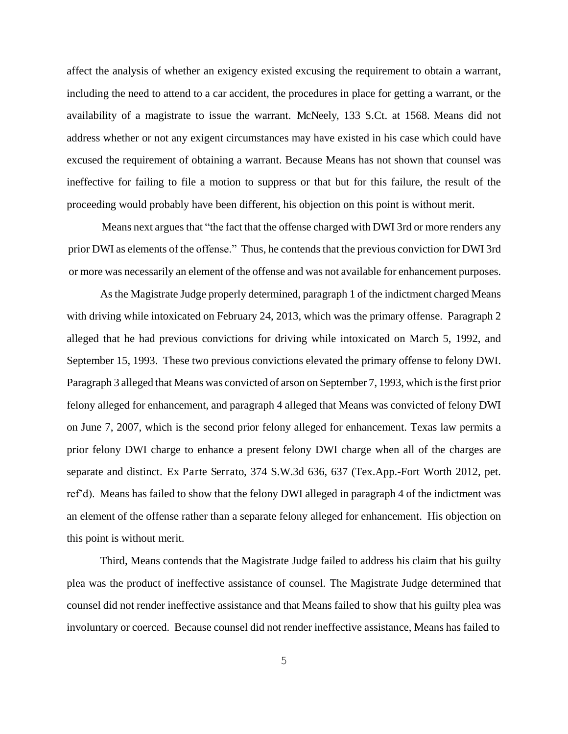affect the analysis of whether an exigency existed excusing the requirement to obtain a warrant, including the need to attend to a car accident, the procedures in place for getting a warrant, or the availability of a magistrate to issue the warrant. McNeely, 133 S.Ct. at 1568. Means did not address whether or not any exigent circumstances may have existed in his case which could have excused the requirement of obtaining a warrant. Because Means has not shown that counsel was ineffective for failing to file a motion to suppress or that but for this failure, the result of the proceeding would probably have been different, his objection on this point is without merit.

Means next argues that "the fact that the offense charged with DWI 3rd or more renders any prior DWI as elements of the offense." Thus, he contends that the previous conviction for DWI 3rd or more was necessarily an element of the offense and was not available for enhancement purposes.

As the Magistrate Judge properly determined, paragraph 1 of the indictment charged Means with driving while intoxicated on February 24, 2013, which was the primary offense. Paragraph 2 alleged that he had previous convictions for driving while intoxicated on March 5, 1992, and September 15, 1993. These two previous convictions elevated the primary offense to felony DWI. Paragraph 3 alleged that Means was convicted of arson on September 7, 1993, which is the first prior felony alleged for enhancement, and paragraph 4 alleged that Means was convicted of felony DWI on June 7, 2007, which is the second prior felony alleged for enhancement. Texas law permits a prior felony DWI charge to enhance a present felony DWI charge when all of the charges are separate and distinct. Ex Parte Serrato, 374 S.W.3d 636, 637 (Tex.App.-Fort Worth 2012, pet. ref'd). Means has failed to show that the felony DWI alleged in paragraph 4 of the indictment was an element of the offense rather than a separate felony alleged for enhancement. His objection on this point is without merit.

Third, Means contends that the Magistrate Judge failed to address his claim that his guilty plea was the product of ineffective assistance of counsel. The Magistrate Judge determined that counsel did not render ineffective assistance and that Means failed to show that his guilty plea was involuntary or coerced. Because counsel did not render ineffective assistance, Means has failed to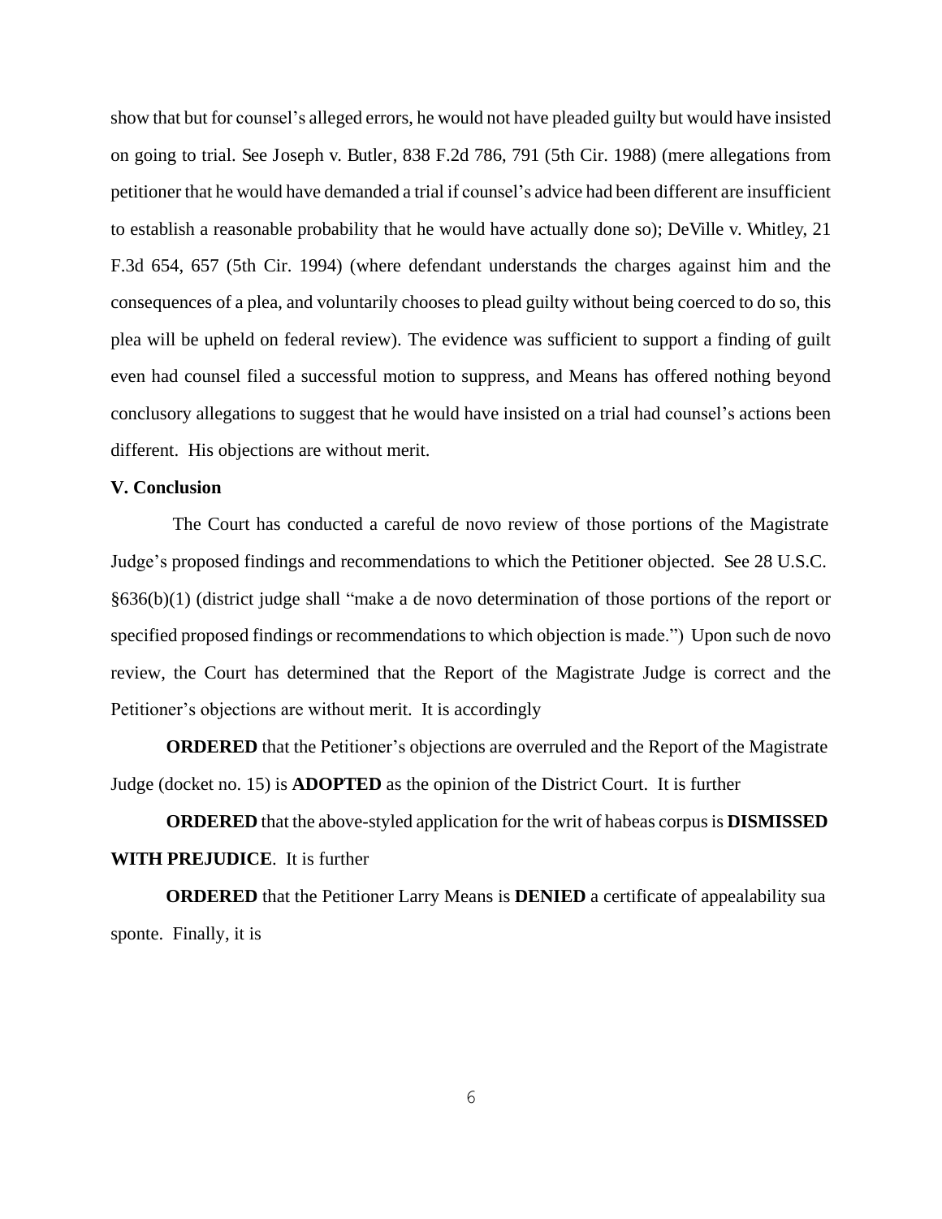show that but for counsel's alleged errors, he would not have pleaded guilty but would have insisted on going to trial. See Joseph v. Butler, 838 F.2d 786, 791 (5th Cir. 1988) (mere allegations from petitioner that he would have demanded a trial if counsel's advice had been different are insufficient to establish a reasonable probability that he would have actually done so); DeVille v. Whitley, 21 F.3d 654, 657 (5th Cir. 1994) (where defendant understands the charges against him and the consequences of a plea, and voluntarily chooses to plead guilty without being coerced to do so, this plea will be upheld on federal review). The evidence was sufficient to support a finding of guilt even had counsel filed a successful motion to suppress, and Means has offered nothing beyond conclusory allegations to suggest that he would have insisted on a trial had counsel's actions been different. His objections are without merit.

**V. Conclusion**

The Court has conducted a careful de novo review of those portions of the Magistrate Judge's proposed findings and recommendations to which the Petitioner objected. See 28 U.S.C. §636(b)(1) (district judge shall "make a de novo determination of those portions of the report or specified proposed findings or recommendations to which objection is made.") Upon such de novo review, the Court has determined that the Report of the Magistrate Judge is correct and the Petitioner's objections are without merit. It is accordingly

**ORDERED** that the Petitioner's objections are overruled and the Report of the Magistrate Judge (docket no. 15) is **ADOPTED** as the opinion of the District Court. It is further

**ORDERED** that the above-styled application for the writ of habeas corpus is **DISMISSED WITH PREJUDICE**. It is further

**ORDERED** that the Petitioner Larry Means is **DENIED** a certificate of appealability sua sponte. Finally, it is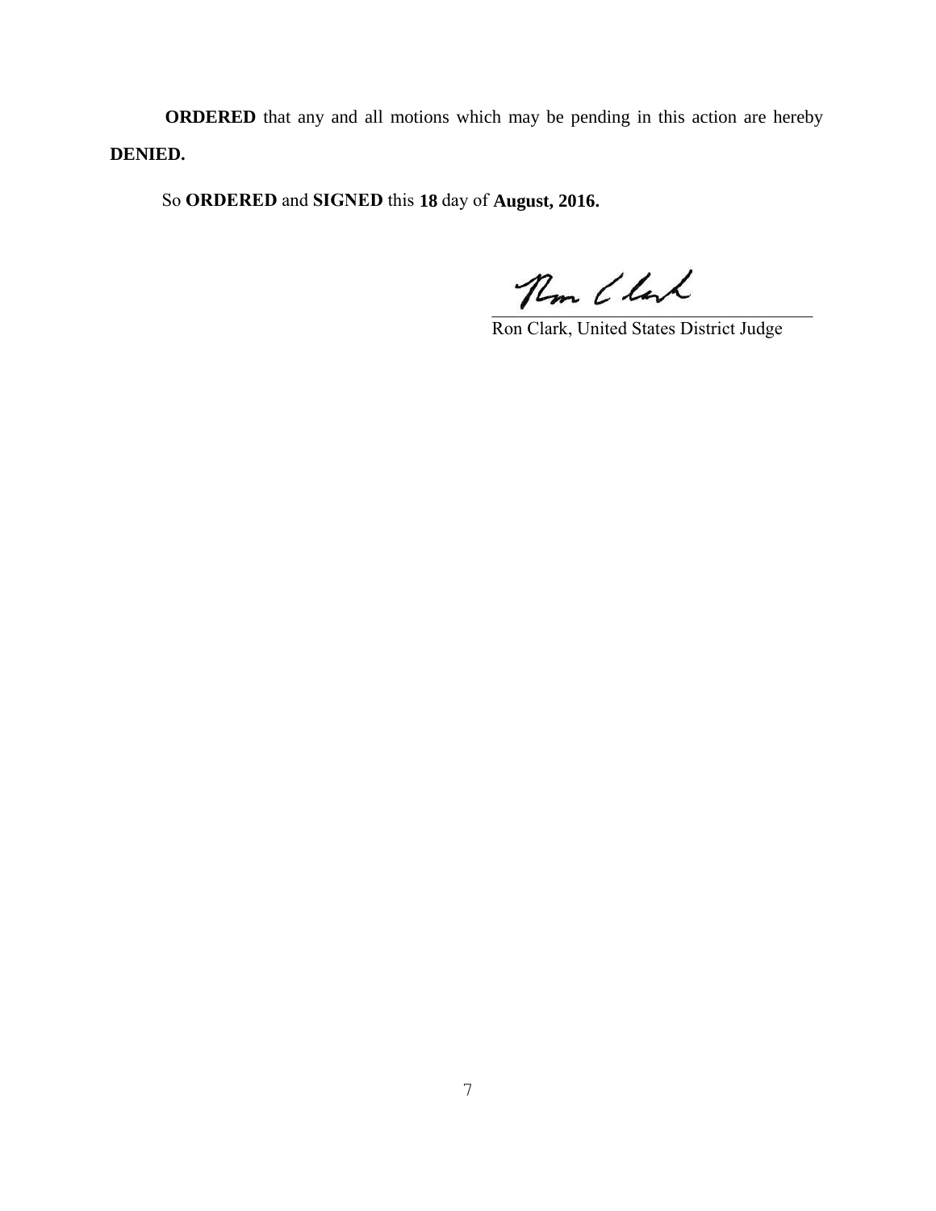**ORDERED** that any and all motions which may be pending in this action are hereby **DENIED.**

So **ORDERED** and **SIGNED** this **18** day of **August, 2016.**

Ron Clark, United States District Judge